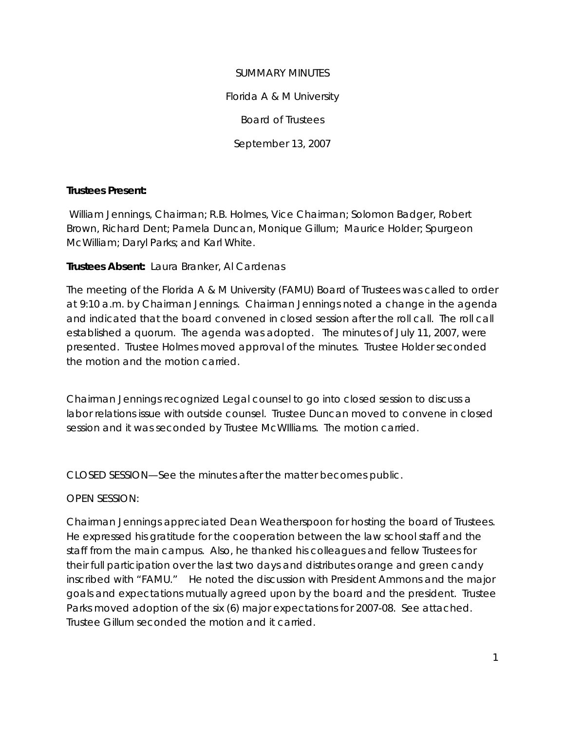SUMMARY MINUTES

Florida A & M University

Board of Trustees

September 13, 2007

**Trustees Present:**

William Jennings, Chairman; R.B. Holmes, Vice Chairman; Solomon Badger, Robert Brown, Richard Dent; Pamela Duncan, Monique Gillum; Maurice Holder; Spurgeon McWilliam; Daryl Parks; and Karl White.

**Trustees Absent:** Laura Branker, Al Cardenas

The meeting of the Florida A & M University (FAMU) Board of Trustees was called to order at 9:10 a.m. by Chairman Jennings. Chairman Jennings noted a change in the agenda and indicated that the board convened in closed session after the roll call. The roll call established a quorum. The agenda was adopted. The minutes of July 11, 2007, were presented. Trustee Holmes moved approval of the minutes. Trustee Holder seconded the motion and the motion carried.

Chairman Jennings recognized Legal counsel to go into closed session to discuss a labor relations issue with outside counsel. Trustee Duncan moved to convene in closed session and it was seconded by Trustee McWIlliams. The motion carried.

CLOSED SESSION—See the minutes after the matter becomes public.

OPEN SESSION:

Chairman Jennings appreciated Dean Weatherspoon for hosting the board of Trustees. He expressed his gratitude for the cooperation between the law school staff and the staff from the main campus. Also, he thanked his colleagues and fellow Trustees for their full participation over the last two days and distributes orange and green candy inscribed with "FAMU." He noted the discussion with President Ammons and the major goals and expectations mutually agreed upon by the board and the president. Trustee Parks moved adoption of the six (6) major expectations for 2007-08. See attached. Trustee Gillum seconded the motion and it carried.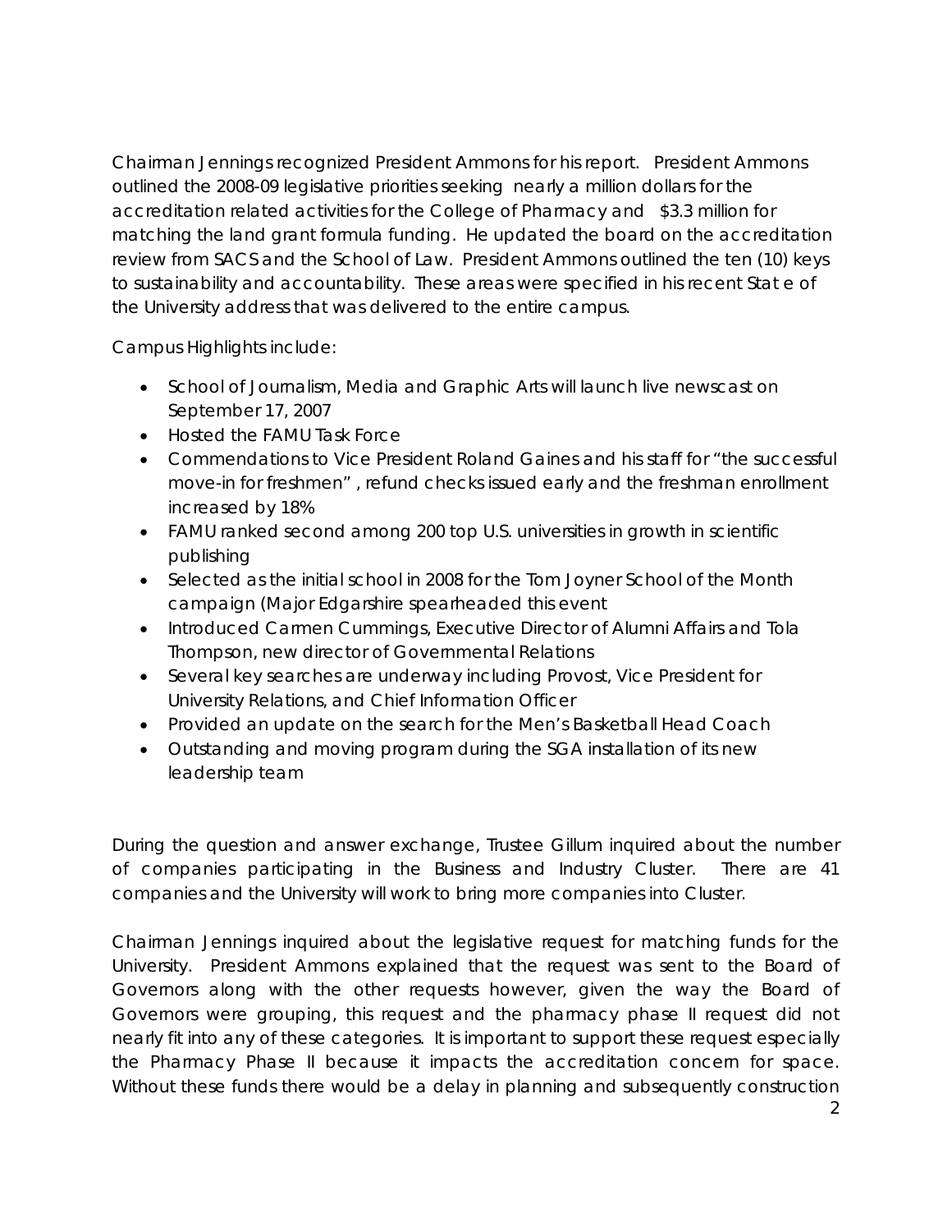Chairman Jennings recognized President Ammons for his report. President Ammons outlined the 2008-09 legislative priorities seeking nearly a million dollars for the accreditation related activities for the College of Pharmacy and $3.3 million for matching the land grant formula funding. He updated the board on the accreditation review from SACS and the School of Law. President Ammons outlined the ten (10) keys to sustainability and accountability. These areas were specified in his recent Stat e of the University address that was delivered to the entire campus.

Campus Highlights include:

- School of Journalism, Media and Graphic Arts will launch live newscast on September 17, 2007
- Hosted the FAMU Task Force
- Commendations to Vice President Roland Gaines and his staff for "the successful move-in for freshmen" , refund checks issued early and the freshman enrollment increased by 18%
- FAMU ranked second among 200 top U.S. universities in growth in scientific publishing
- Selected as the initial school in 2008 for the Tom Joyner School of the Month campaign (Major Edgarshire spearheaded this event
- Introduced Carmen Cummings, Executive Director of Alumni Affairs and Tola Thompson, new director of Governmental Relations
- Several key searches are underway including Provost, Vice President for University Relations, and Chief Information Officer
- Provided an update on the search for the Men's Basketball Head Coach
- Outstanding and moving program during the SGA installation of its new leadership team

During the question and answer exchange, Trustee Gillum inquired about the number of companies participating in the Business and Industry Cluster. There are 41 companies and the University will work to bring more companies into Cluster.

Chairman Jennings inquired about the legislative request for matching funds for the University. President Ammons explained that the request was sent to the Board of Governors along with the other requests however, given the way the Board of Governors were grouping, this request and the pharmacy phase II request did not nearly fit into any of these categories. It is important to support these request especially the Pharmacy Phase II because it impacts the accreditation concern for space. Without these funds there would be a delay in planning and subsequently construction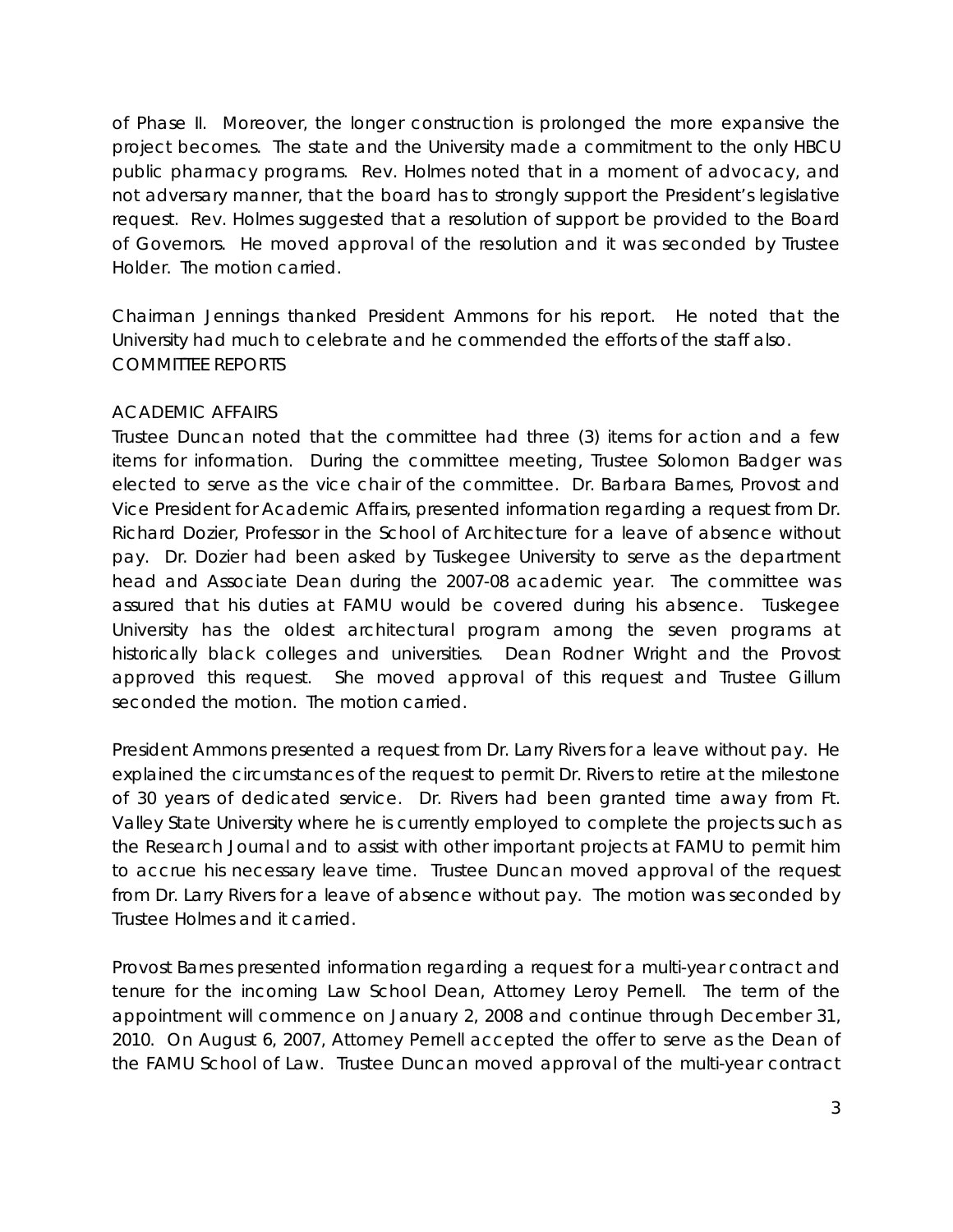of Phase II. Moreover, the longer construction is prolonged the more expansive the project becomes. The state and the University made a commitment to the only HBCU public pharmacy programs. Rev. Holmes noted that in a moment of advocacy, and not adversary manner, that the board has to strongly support the President's legislative request. Rev. Holmes suggested that a resolution of support be provided to the Board of Governors. He moved approval of the resolution and it was seconded by Trustee Holder. The motion carried.

Chairman Jennings thanked President Ammons for his report. He noted that the University had much to celebrate and he commended the efforts of the staff also.

COMMITTEE REPORTS

ACADEMIC AFFAIRS

Trustee Duncan noted that the committee had three (3) items for action and a few items for information. During the committee meeting, Trustee Solomon Badger was elected to serve as the vice chair of the committee. Dr. Barbara Barnes, Provost and Vice President for Academic Affairs, presented information regarding a request from Dr. Richard Dozier, Professor in the School of Architecture for a leave of absence without pay. Dr. Dozier had been asked by Tuskegee University to serve as the department head and Associate Dean during the 2007-08 academic year. The committee was assured that his duties at FAMU would be covered during his absence. Tuskegee University has the oldest architectural program among the seven programs at historically black colleges and universities. Dean Rodner Wright and the Provost approved this request. She moved approval of this request and Trustee Gillum seconded the motion. The motion carried.

President Ammons presented a request from Dr. Larry Rivers for a leave without pay. He explained the circumstances of the request to permit Dr. Rivers to retire at the milestone of 30 years of dedicated service. Dr. Rivers had been granted time away from Ft. Valley State University where he is currently employed to complete the projects such as the Research Journal and to assist with other important projects at FAMU to permit him to accrue his necessary leave time. Trustee Duncan moved approval of the request from Dr. Larry Rivers for a leave of absence without pay. The motion was seconded by Trustee Holmes and it carried.

Provost Barnes presented information regarding a request for a multi-year contract and tenure for the incoming Law School Dean, Attorney Leroy Pernell. The term of the appointment will commence on January 2, 2008 and continue through December 31, 2010. On August 6, 2007, Attorney Pernell accepted the offer to serve as the Dean of the FAMU School of Law. Trustee Duncan moved approval of the multi-year contract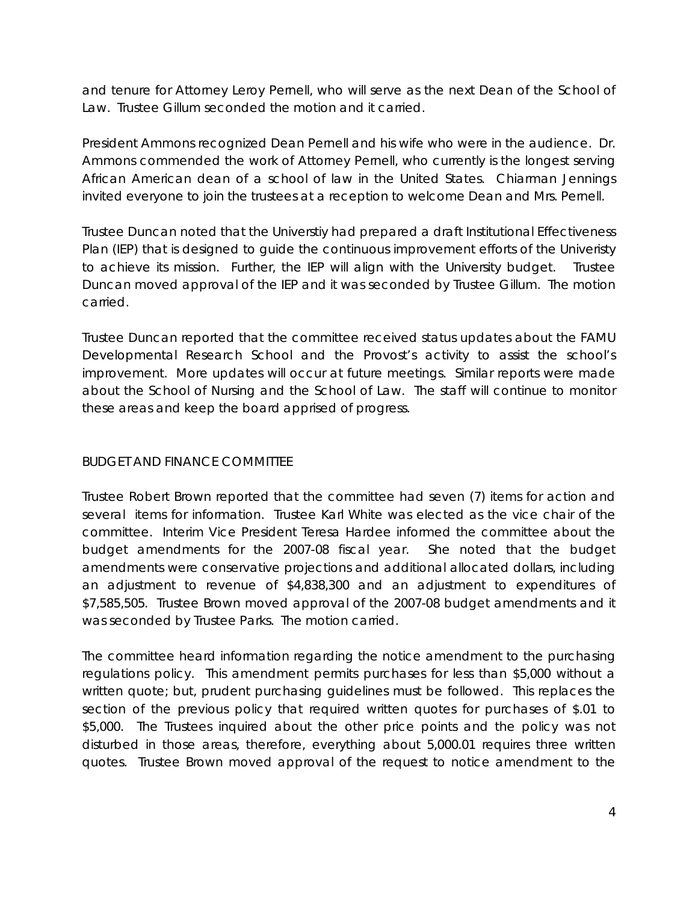and tenure for Attorney Leroy Pernell, who will serve as the next Dean of the School of Law. Trustee Gillum seconded the motion and it carried.

President Ammons recognized Dean Pernell and his wife who were in the audience. Dr. Ammons commended the work of Attorney Pernell, who currently is the longest serving African American dean of a school of law in the United States. Chiarman Jennings invited everyone to join the trustees at a reception to welcome Dean and Mrs. Pernell.

Trustee Duncan noted that the Universtiy had prepared a draft Institutional Effectiveness Plan (IEP) that is designed to guide the continuous improvement efforts of the Univeristy to achieve its mission. Further, the IEP will align with the University budget. Trustee Duncan moved approval of the IEP and it was seconded by Trustee Gillum. The motion carried.

Trustee Duncan reported that the committee received status updates about the FAMU Developmental Research School and the Provost's activity to assist the school's improvement. More updates will occur at future meetings. Similar reports were made about the School of Nursing and the School of Law. The staff will continue to monitor these areas and keep the board apprised of progress.

## BUDGET AND FINANCE COMMITTEE

Trustee Robert Brown reported that the committee had seven (7) items for action and several items for information. Trustee Karl White was elected as the vice chair of the committee. Interim Vice President Teresa Hardee informed the committee about the budget amendments for the 2007-08 fiscal year. She noted that the budget amendments were conservative projections and additional allocated dollars, including an adjustment to revenue of $4,838,300 and an adjustment to expenditures of $7,585,505. Trustee Brown moved approval of the 2007-08 budget amendments and it was seconded by Trustee Parks. The motion carried.

The committee heard information regarding the notice amendment to the purchasing regulations policy. This amendment permits purchases for less than $5,000 without a written quote; but, prudent purchasing guidelines must be followed. This replaces the section of the previous policy that required written quotes for purchases of $.01 to $5,000. The Trustees inquired about the other price points and the policy was not disturbed in those areas, therefore, everything about 5,000.01 requires three written quotes. Trustee Brown moved approval of the request to notice amendment to the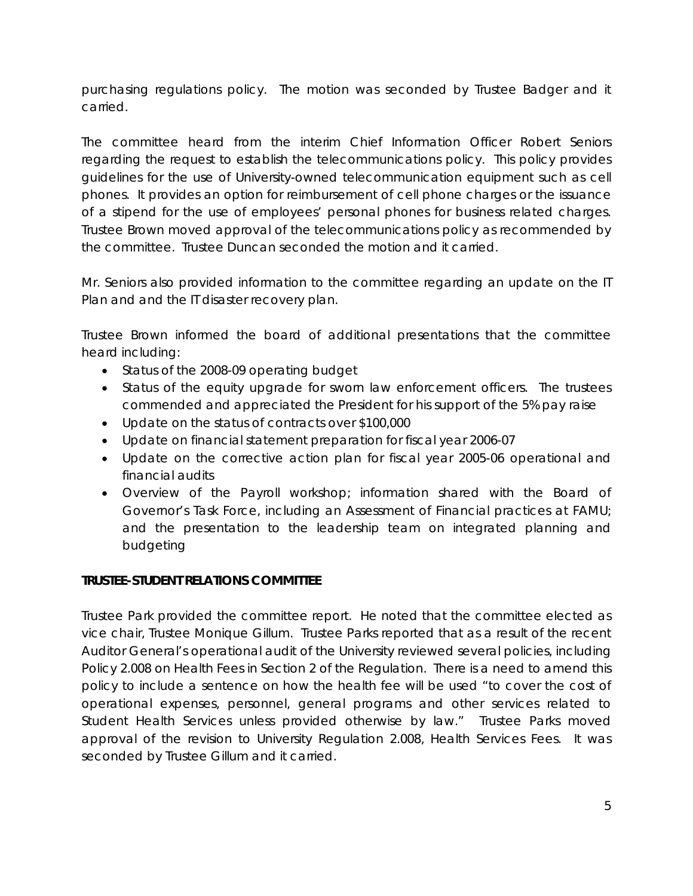purchasing regulations policy. The motion was seconded by Trustee Badger and it carried.

The committee heard from the interim Chief Information Officer Robert Seniors regarding the request to establish the telecommunications policy. This policy provides guidelines for the use of University-owned telecommunication equipment such as cell phones. It provides an option for reimbursement of cell phone charges or the issuance of a stipend for the use of employees' personal phones for business related charges. Trustee Brown moved approval of the telecommunications policy as recommended by the committee. Trustee Duncan seconded the motion and it carried.

Mr. Seniors also provided information to the committee regarding an update on the IT Plan and and the IT disaster recovery plan.

Trustee Brown informed the board of additional presentations that the committee heard including:

- Status of the 2008-09 operating budget
- Status of the equity upgrade for sworn law enforcement officers. The trustees commended and appreciated the President for his support of the 5% pay raise
- Update on the status of contracts over $100,000
- Update on financial statement preparation for fiscal year 2006-07
- Update on the corrective action plan for fiscal year 2005-06 operational and financial audits
- Overview of the Payroll workshop; information shared with the Board of Governor's Task Force, including an Assessment of Financial practices at FAMU; and the presentation to the leadership team on integrated planning and budgeting

**TRUSTEE-STUDENT RELATIONS COMMITTEE**

Trustee Park provided the committee report. He noted that the committee elected as vice chair, Trustee Monique Gillum. Trustee Parks reported that as a result of the recent Auditor General's operational audit of the University reviewed several policies, including Policy 2.008 on Health Fees in Section 2 of the Regulation. There is a need to amend this policy to include a sentence on how the health fee will be used "to cover the cost of operational expenses, personnel, general programs and other services related to Student Health Services unless provided otherwise by law." Trustee Parks moved approval of the revision to University Regulation 2.008, Health Services Fees. It was seconded by Trustee Gillum and it carried.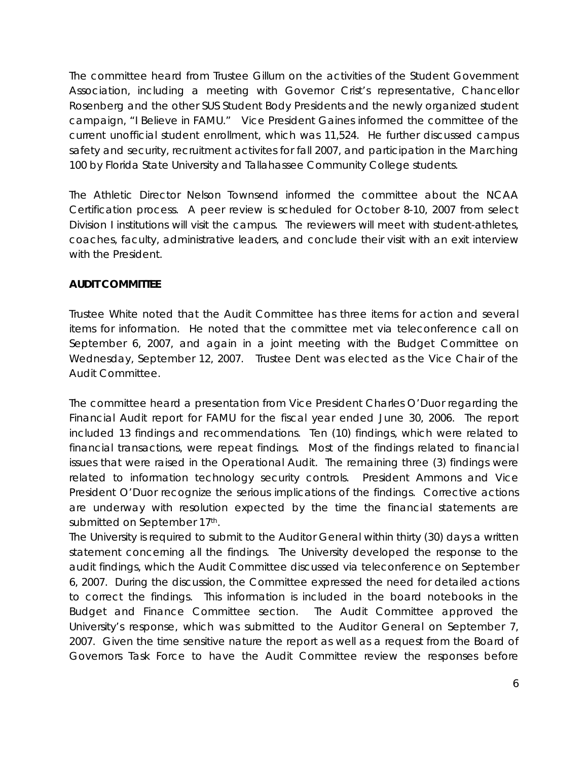The committee heard from Trustee Gillum on the activities of the Student Government Association, including a meeting with Governor Crist's representative, Chancellor Rosenberg and the other SUS Student Body Presidents and the newly organized student campaign, "I Believe in FAMU." Vice President Gaines informed the committee of the current unofficial student enrollment, which was 11,524. He further discussed campus safety and security, recruitment activites for fall 2007, and participation in the Marching 100 by Florida State University and Tallahassee Community College students.

The Athletic Director Nelson Townsend informed the committee about the NCAA Certification process. A peer review is scheduled for October 8-10, 2007 from select Division I institutions will visit the campus. The reviewers will meet with student-athletes, coaches, faculty, administrative leaders, and conclude their visit with an exit interview with the President.

**AUDIT COMMITTEE**

Trustee White noted that the Audit Committee has three items for action and several items for information. He noted that the committee met via teleconference call on September 6, 2007, and again in a joint meeting with the Budget Committee on Wednesday, September 12, 2007. Trustee Dent was elected as the Vice Chair of the Audit Committee.

The committee heard a presentation from Vice President Charles O'Duor regarding the Financial Audit report for FAMU for the fiscal year ended June 30, 2006. The report included 13 findings and recommendations. Ten (10) findings, which were related to financial transactions, were repeat findings. Most of the findings related to financial issues that were raised in the Operational Audit. The remaining three (3) findings were related to information technology security controls. President Ammons and Vice President O'Duor recognize the serious implications of the findings. Corrective actions are underway with resolution expected by the time the financial statements are submitted on September 17th.

The University is required to submit to the Auditor General within thirty (30) days a written statement concerning all the findings. The University developed the response to the audit findings, which the Audit Committee discussed via teleconference on September 6, 2007. During the discussion, the Committee expressed the need for detailed actions to correct the findings. This information is included in the board notebooks in the Budget and Finance Committee section. The Audit Committee approved the University's response, which was submitted to the Auditor General on September 7, 2007. Given the time sensitive nature the report as well as a request from the Board of Governors Task Force to have the Audit Committee review the responses before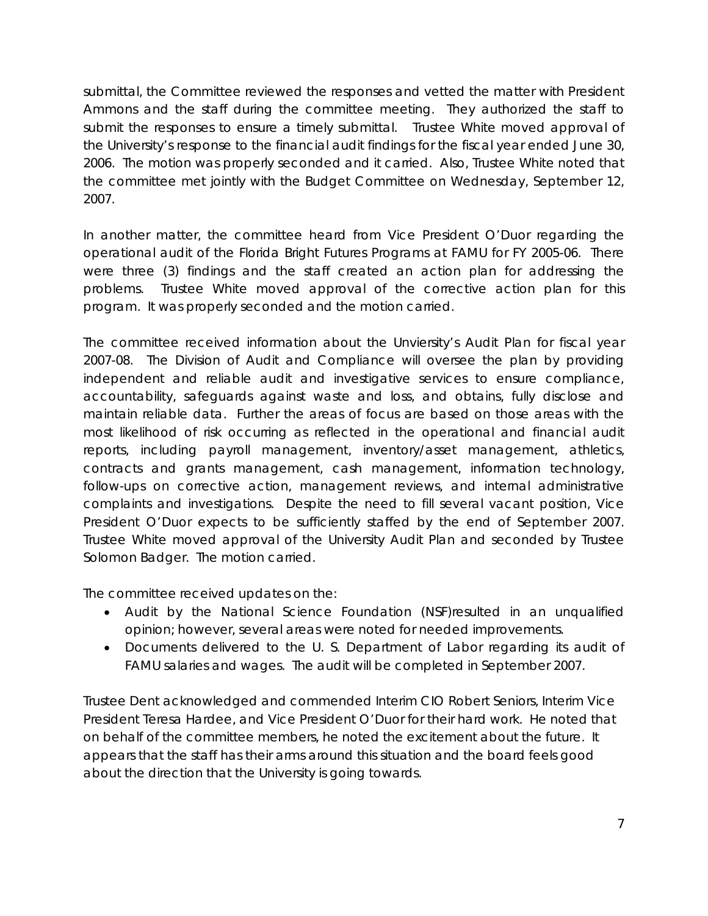submittal, the Committee reviewed the responses and vetted the matter with President Ammons and the staff during the committee meeting. They authorized the staff to submit the responses to ensure a timely submittal. Trustee White moved approval of the University's response to the financial audit findings for the fiscal year ended June 30, 2006. The motion was properly seconded and it carried. Also, Trustee White noted that the committee met jointly with the Budget Committee on Wednesday, September 12, 2007.

In another matter, the committee heard from Vice President O'Duor regarding the operational audit of the Florida Bright Futures Programs at FAMU for FY 2005-06. There were three (3) findings and the staff created an action plan for addressing the problems. Trustee White moved approval of the corrective action plan for this program. It was properly seconded and the motion carried.

The committee received information about the Unviersity's Audit Plan for fiscal year 2007-08. The Division of Audit and Compliance will oversee the plan by providing independent and reliable audit and investigative services to ensure compliance, accountability, safeguards against waste and loss, and obtains, fully disclose and maintain reliable data. Further the areas of focus are based on those areas with the most likelihood of risk occurring as reflected in the operational and financial audit reports, including payroll management, inventory/asset management, athletics, contracts and grants management, cash management, information technology, follow-ups on corrective action, management reviews, and internal administrative complaints and investigations. Despite the need to fill several vacant position, Vice President O'Duor expects to be sufficiently staffed by the end of September 2007. Trustee White moved approval of the University Audit Plan and seconded by Trustee Solomon Badger. The motion carried.

The committee received updates on the:

- Audit by the National Science Foundation (NSF)resulted in an unqualified opinion; however, several areas were noted for needed improvements.
- Documents delivered to the U. S. Department of Labor regarding its audit of FAMU salaries and wages. The audit will be completed in September 2007.

Trustee Dent acknowledged and commended Interim CIO Robert Seniors, Interim Vice President Teresa Hardee, and Vice President O'Duor for their hard work. He noted that on behalf of the committee members, he noted the excitement about the future. It appears that the staff has their arms around this situation and the board feels good about the direction that the University is going towards.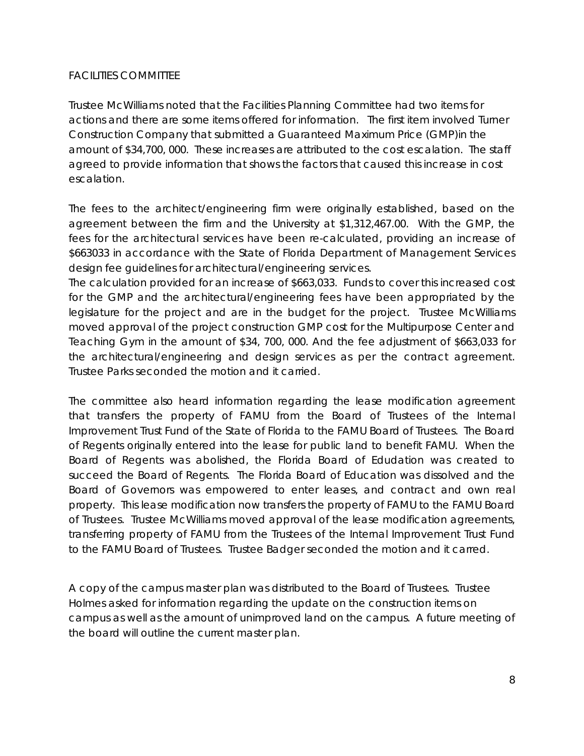FACILITIES COMMITTEE

Trustee McWilliams noted that the Facilities Planning Committee had two items for actions and there are some items offered for information. The first item involved Turner Construction Company that submitted a Guaranteed Maximum Price (GMP)in the amount of $34,700, 000. These increases are attributed to the cost escalation. The staff agreed to provide information that shows the factors that caused this increase in cost escalation.

The fees to the architect/engineering firm were originally established, based on the agreement between the firm and the University at $1,312,467.00. With the GMP, the fees for the architectural services have been re-calculated, providing an increase of $663033 in accordance with the State of Florida Department of Management Services design fee guidelines for architectural/engineering services.
The calculation provided for an increase of $663,033. Funds to cover this increased cost for the GMP and the architectural/engineering fees have been appropriated by the legislature for the project and are in the budget for the project. Trustee McWilliams moved approval of the project construction GMP cost for the Multipurpose Center and Teaching Gym in the amount of $34, 700, 000. And the fee adjustment of $663,033 for the architectural/engineering and design services as per the contract agreement. Trustee Parks seconded the motion and it carried.

The committee also heard information regarding the lease modification agreement that transfers the property of FAMU from the Board of Trustees of the Internal Improvement Trust Fund of the State of Florida to the FAMU Board of Trustees. The Board of Regents originally entered into the lease for public land to benefit FAMU. When the Board of Regents was abolished, the Florida Board of Edudation was created to succeed the Board of Regents. The Florida Board of Education was dissolved and the Board of Governors was empowered to enter leases, and contract and own real property. This lease modification now transfers the property of FAMU to the FAMU Board of Trustees. Trustee McWilliams moved approval of the lease modification agreements, transferring property of FAMU from the Trustees of the Internal Improvement Trust Fund to the FAMU Board of Trustees. Trustee Badger seconded the motion and it carred.

A copy of the campus master plan was distributed to the Board of Trustees. Trustee Holmes asked for information regarding the update on the construction items on campus as well as the amount of unimproved land on the campus. A future meeting of the board will outline the current master plan.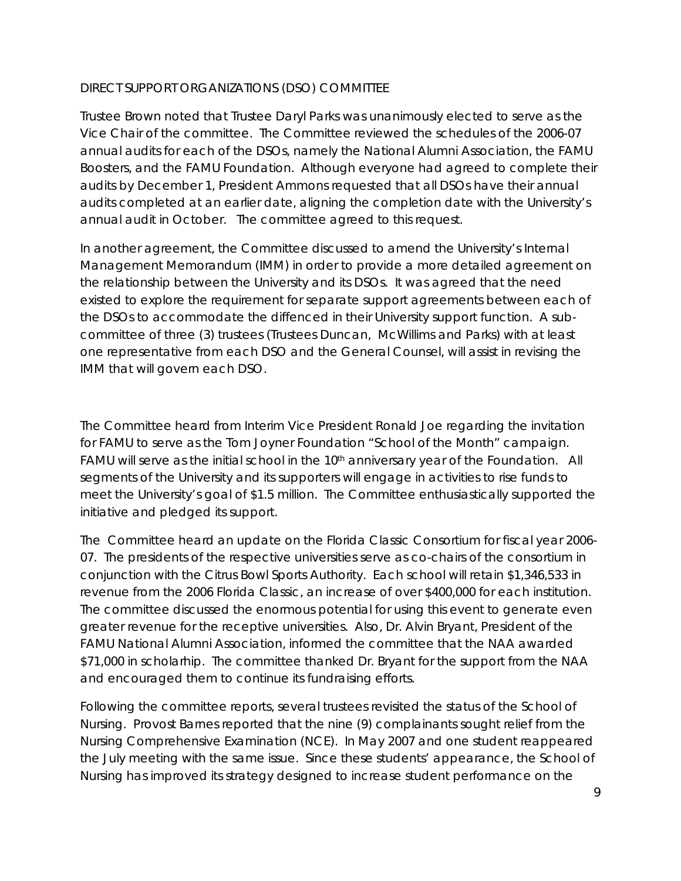DIRECT SUPPORT ORGANIZATIONS (DSO) COMMITTEE

Trustee Brown noted that Trustee Daryl Parks was unanimously elected to serve as the Vice Chair of the committee. The Committee reviewed the schedules of the 2006-07 annual audits for each of the DSOs, namely the National Alumni Association, the FAMU Boosters, and the FAMU Foundation. Although everyone had agreed to complete their audits by December 1, President Ammons requested that all DSOs have their annual audits completed at an earlier date, aligning the completion date with the University's annual audit in October. The committee agreed to this request.

In another agreement, the Committee discussed to amend the University's Internal Management Memorandum (IMM) in order to provide a more detailed agreement on the relationship between the University and its DSOs. It was agreed that the need existed to explore the requirement for separate support agreements between each of the DSOs to accommodate the diffenced in their University support function. A sub-committee of three (3) trustees (Trustees Duncan, McWillims and Parks) with at least one representative from each DSO and the General Counsel, will assist in revising the IMM that will govern each DSO.

The Committee heard from Interim Vice President Ronald Joe regarding the invitation for FAMU to serve as the Tom Joyner Foundation "School of the Month" campaign. FAMU will serve as the initial school in the 10th anniversary year of the Foundation. All segments of the University and its supporters will engage in activities to rise funds to meet the University's goal of $1.5 million. The Committee enthusiastically supported the initiative and pledged its support.

The Committee heard an update on the Florida Classic Consortium for fiscal year 2006-07. The presidents of the respective universities serve as co-chairs of the consortium in conjunction with the Citrus Bowl Sports Authority. Each school will retain $1,346,533 in revenue from the 2006 Florida Classic, an increase of over $400,000 for each institution. The committee discussed the enormous potential for using this event to generate even greater revenue for the receptive universities. Also, Dr. Alvin Bryant, President of the FAMU National Alumni Association, informed the committee that the NAA awarded $71,000 in scholarhip. The committee thanked Dr. Bryant for the support from the NAA and encouraged them to continue its fundraising efforts.

Following the committee reports, several trustees revisited the status of the School of Nursing. Provost Barnes reported that the nine (9) complainants sought relief from the Nursing Comprehensive Examination (NCE). In May 2007 and one student reappeared the July meeting with the same issue. Since these students' appearance, the School of Nursing has improved its strategy designed to increase student performance on the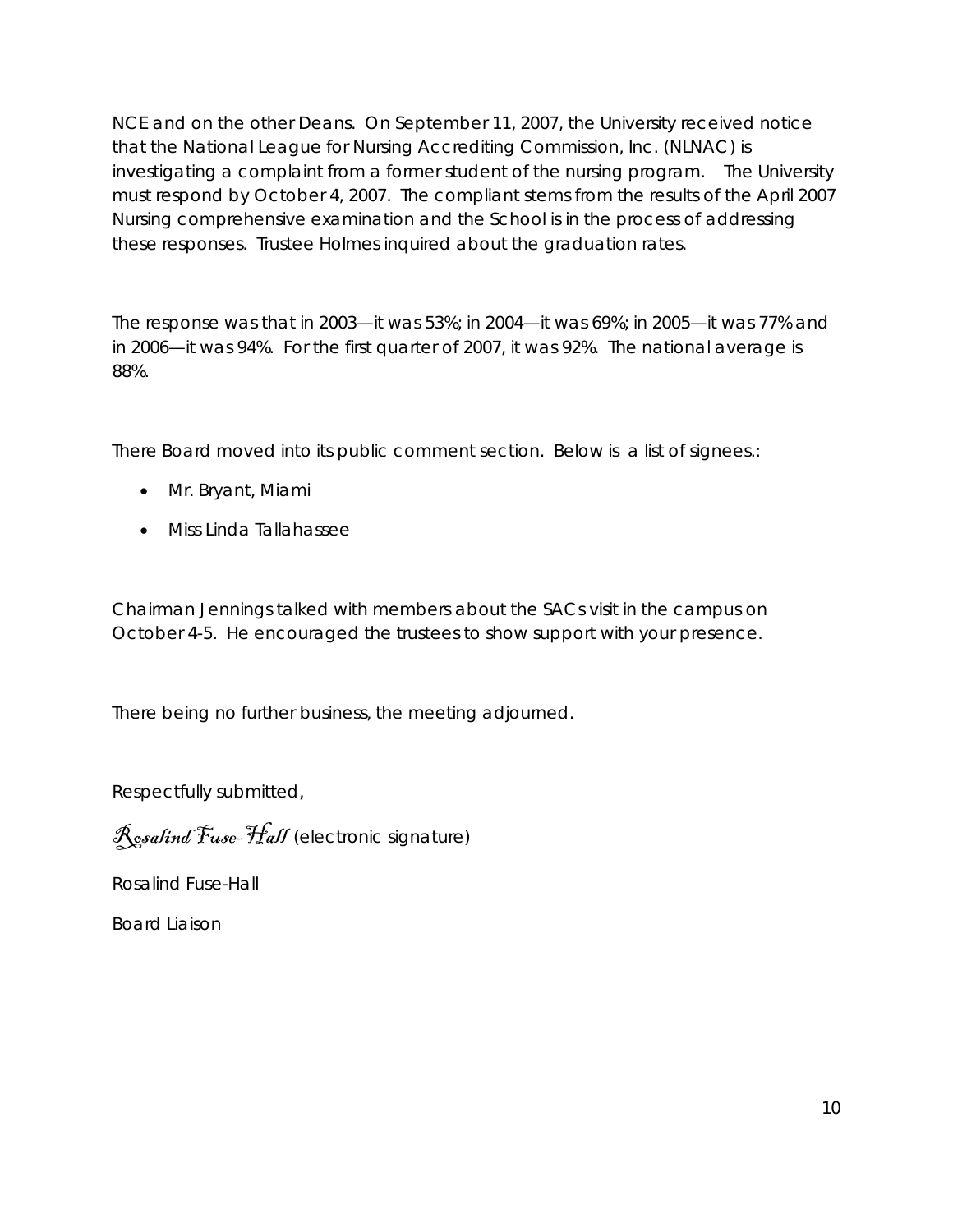NCE and on the other Deans. On September 11, 2007, the University received notice that the National League for Nursing Accrediting Commission, Inc. (NLNAC) is investigating a complaint from a former student of the nursing program. The University must respond by October 4, 2007. The compliant stems from the results of the April 2007 Nursing comprehensive examination and the School is in the process of addressing these responses. Trustee Holmes inquired about the graduation rates.

The response was that in 2003—it was 53%; in 2004—it was 69%; in 2005—it was 77% and in 2006—it was 94%. For the first quarter of 2007, it was 92%. The national average is 88%.

There Board moved into its public comment section. Below is a list of signees.:

- Mr. Bryant, Miami
- Miss Linda Tallahassee

Chairman Jennings talked with members about the SACs visit in the campus on October 4-5. He encouraged the trustees to show support with your presence.

There being no further business, the meeting adjourned.

Respectfully submitted,

*Rosalind Fuse-Hall* (electronic signature)

Rosalind Fuse-Hall

Board Liaison